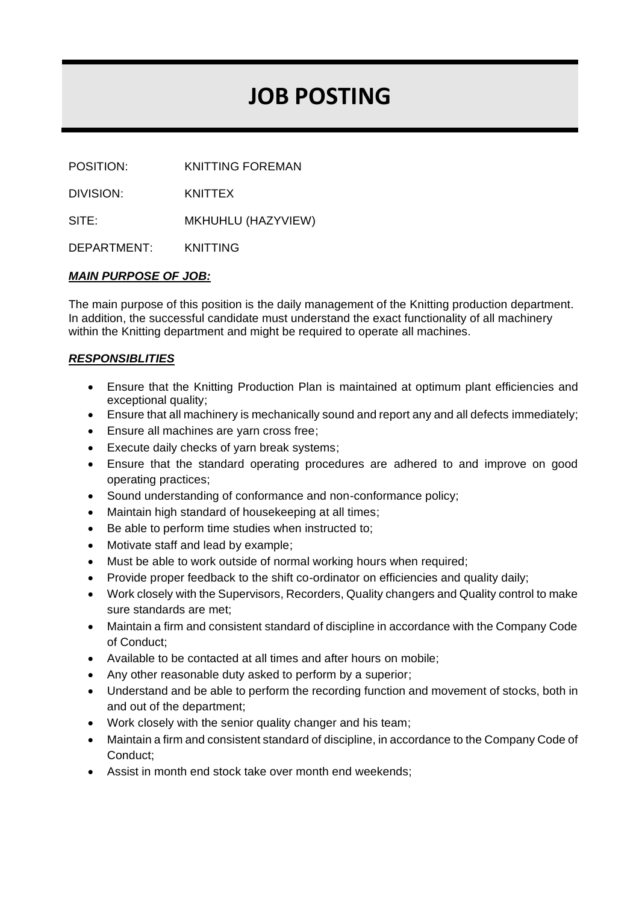# JOB POSTING

POSITION: KNITTING FOREMAN

DIVISION: KNITTEX

SITE: MKHUHLU (HAZYVIEW)

DEPARTMENT: KNITTING

***MAIN PURPOSE OF JOB:***

The main purpose of this position is the daily management of the Knitting production department. In addition, the successful candidate must understand the exact functionality of all machinery within the Knitting department and might be required to operate all machines.

***RESPONSIBLITIES***

- Ensure that the Knitting Production Plan is maintained at optimum plant efficiencies and exceptional quality;
- Ensure that all machinery is mechanically sound and report any and all defects immediately;
- Ensure all machines are yarn cross free;
- Execute daily checks of yarn break systems;
- Ensure that the standard operating procedures are adhered to and improve on good operating practices;
- Sound understanding of conformance and non-conformance policy;
- Maintain high standard of housekeeping at all times;
- Be able to perform time studies when instructed to;
- Motivate staff and lead by example;
- Must be able to work outside of normal working hours when required;
- Provide proper feedback to the shift co-ordinator on efficiencies and quality daily;
- Work closely with the Supervisors, Recorders, Quality changers and Quality control to make sure standards are met;
- Maintain a firm and consistent standard of discipline in accordance with the Company Code of Conduct;
- Available to be contacted at all times and after hours on mobile;
- Any other reasonable duty asked to perform by a superior;
- Understand and be able to perform the recording function and movement of stocks, both in and out of the department;
- Work closely with the senior quality changer and his team;
- Maintain a firm and consistent standard of discipline, in accordance to the Company Code of Conduct;
- Assist in month end stock take over month end weekends;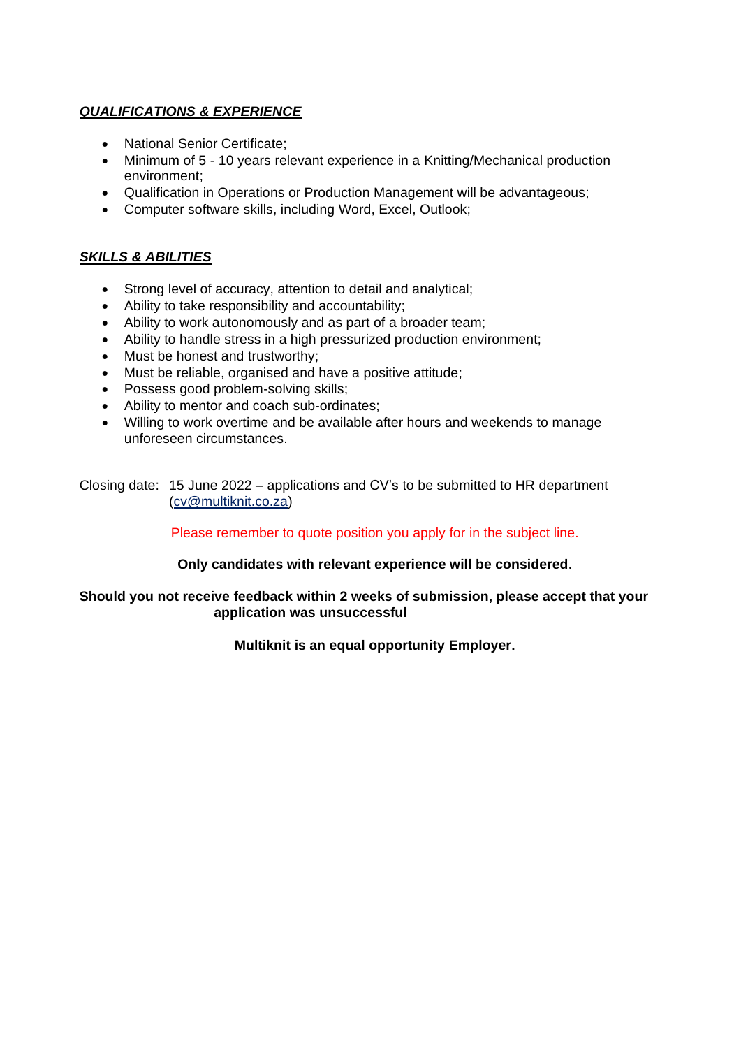***QUALIFICATIONS & EXPERIENCE***

- National Senior Certificate;
- Minimum of 5 - 10 years relevant experience in a Knitting/Mechanical production environment;
- Qualification in Operations or Production Management will be advantageous;
- Computer software skills, including Word, Excel, Outlook;

***SKILLS & ABILITIES***

- Strong level of accuracy, attention to detail and analytical;
- Ability to take responsibility and accountability;
- Ability to work autonomously and as part of a broader team;
- Ability to handle stress in a high pressurized production environment;
- Must be honest and trustworthy;
- Must be reliable, organised and have a positive attitude;
- Possess good problem-solving skills;
- Ability to mentor and coach sub-ordinates;
- Willing to work overtime and be available after hours and weekends to manage unforeseen circumstances.

Closing date: 15 June 2022 – applications and CV's to be submitted to HR department (cv@multiknit.co.za)

Please remember to quote position you apply for in the subject line.

**Only candidates with relevant experience will be considered.**

**Should you not receive feedback within 2 weeks of submission, please accept that your application was unsuccessful**

**Multiknit is an equal opportunity Employer.**